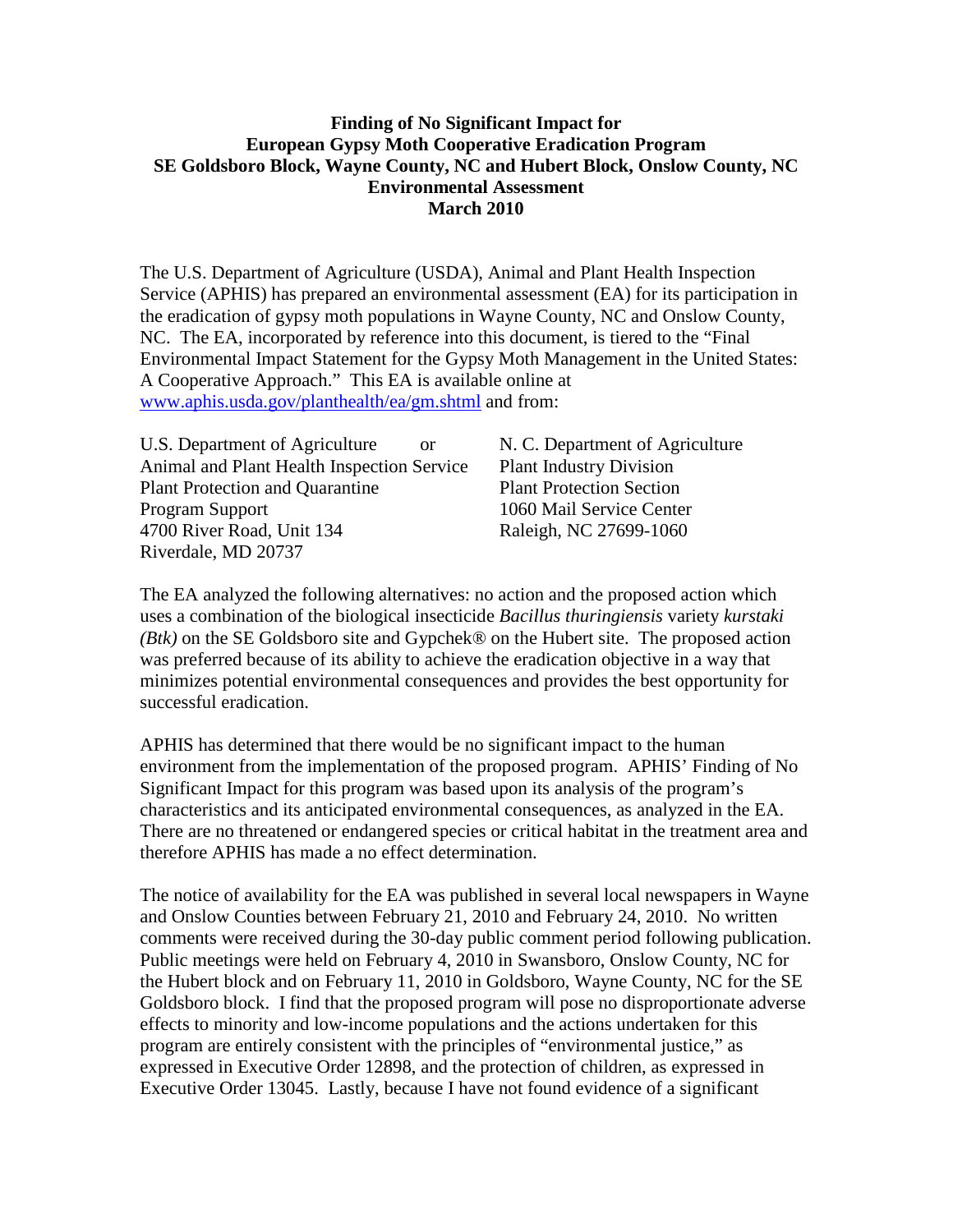**Finding of No Significant Impact for**
**European Gypsy Moth Cooperative Eradication Program**
**SE Goldsboro Block, Wayne County, NC and Hubert Block, Onslow County, NC**
**Environmental Assessment**
**March 2010**

The U.S. Department of Agriculture (USDA), Animal and Plant Health Inspection Service (APHIS) has prepared an environmental assessment (EA) for its participation in the eradication of gypsy moth populations in Wayne County, NC and Onslow County, NC. The EA, incorporated by reference into this document, is tiered to the "Final Environmental Impact Statement for the Gypsy Moth Management in the United States: A Cooperative Approach." This EA is available online at [www.aphis.usda.gov/planthealth/ea/gm.shtml](www.aphis.usda.gov/planthealth/ea/gm.shtml) and from:

U.S. Department of Agriculture
Animal and Plant Health Inspection Service
Plant Protection and Quarantine
Program Support
4700 River Road, Unit 134
Riverdale, MD 20737

or

N. C. Department of Agriculture
Plant Industry Division
Plant Protection Section
1060 Mail Service Center
Raleigh, NC 27699-1060

The EA analyzed the following alternatives: no action and the proposed action which uses a combination of the biological insecticide *Bacillus thuringiensis* variety *kurstaki (Btk)* on the SE Goldsboro site and Gypchek® on the Hubert site. The proposed action was preferred because of its ability to achieve the eradication objective in a way that minimizes potential environmental consequences and provides the best opportunity for successful eradication.

APHIS has determined that there would be no significant impact to the human environment from the implementation of the proposed program. APHIS' Finding of No Significant Impact for this program was based upon its analysis of the program's characteristics and its anticipated environmental consequences, as analyzed in the EA. There are no threatened or endangered species or critical habitat in the treatment area and therefore APHIS has made a no effect determination.

The notice of availability for the EA was published in several local newspapers in Wayne and Onslow Counties between February 21, 2010 and February 24, 2010. No written comments were received during the 30-day public comment period following publication. Public meetings were held on February 4, 2010 in Swansboro, Onslow County, NC for the Hubert block and on February 11, 2010 in Goldsboro, Wayne County, NC for the SE Goldsboro block. I find that the proposed program will pose no disproportionate adverse effects to minority and low-income populations and the actions undertaken for this program are entirely consistent with the principles of "environmental justice," as expressed in Executive Order 12898, and the protection of children, as expressed in Executive Order 13045. Lastly, because I have not found evidence of a significant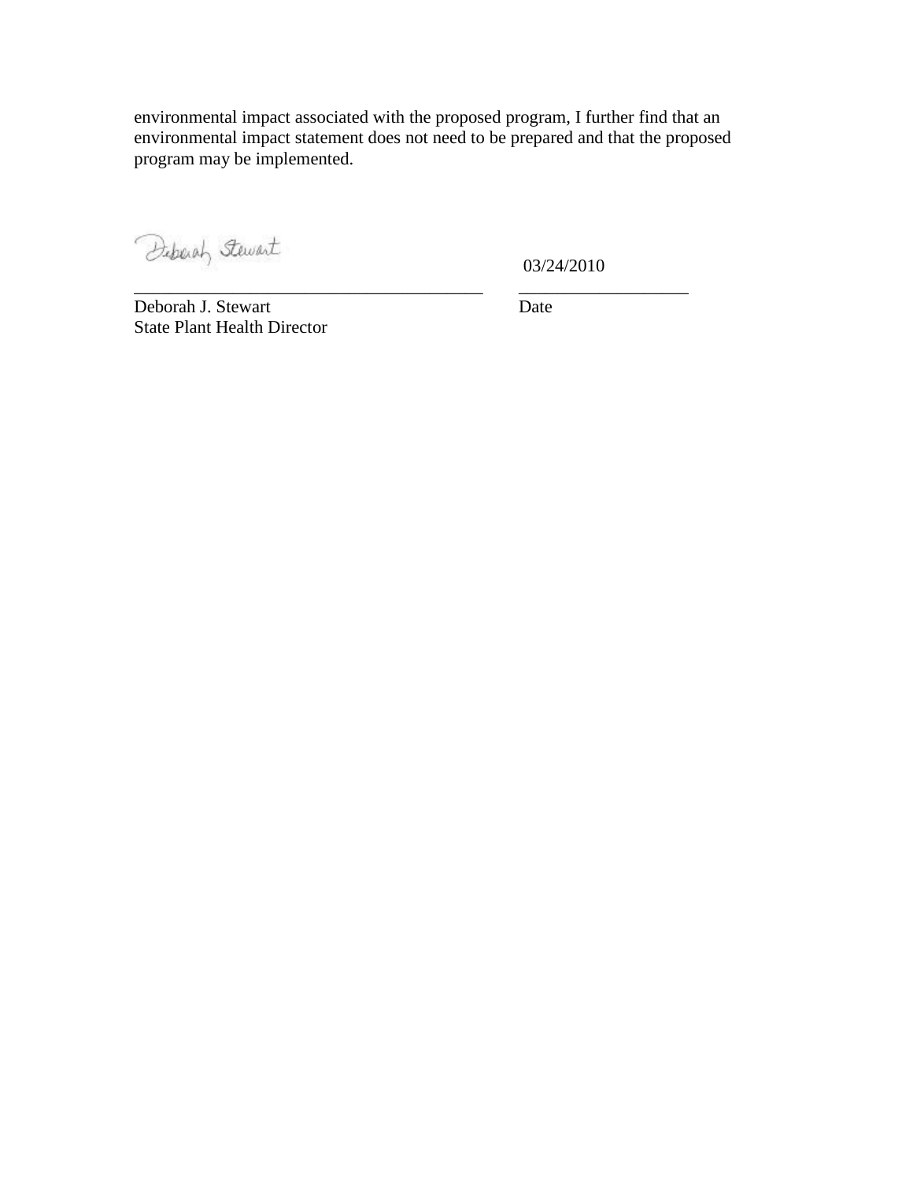environmental impact associated with the proposed program, I further find that an environmental impact statement does not need to be prepared and that the proposed program may be implemented.

Deborah Stewart

\_\_\_\_\_\_\_\_\_\_\_\_\_\_\_\_\_\_\_\_\_\_\_\_\_\_\_\_\_\_\_\_\_\_\_\_\_\_\_\_\_\_

Deborah J. Stewart
State Plant Health Director

03/24/2010

\_\_\_\_\_\_\_\_\_\_\_\_\_\_\_\_\_\_\_\_

Date